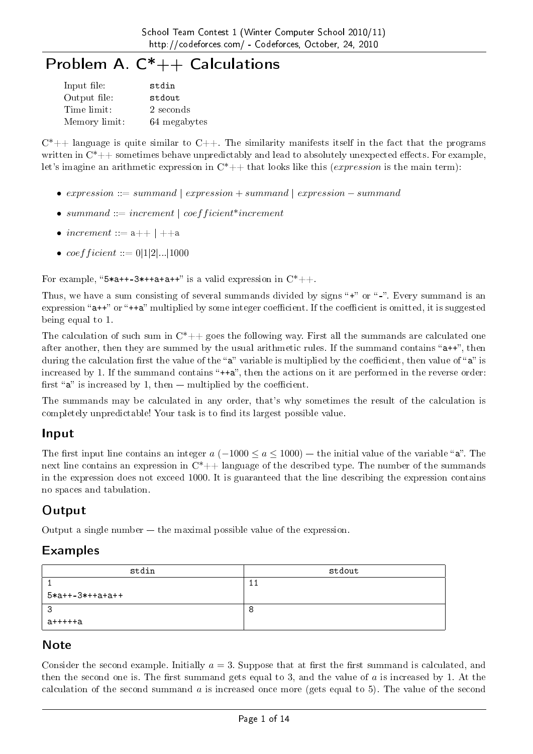# Problem A. C*++ Calculations

| | |
|---|---|
| Input file: | stdin |
| Output file: | stdout |
| Time limit: | 2 seconds |
| Memory limit: | 64 megabytes |

C*++ language is quite similar to C++. The similarity manifests itself in the fact that the programs written in C*++ sometimes behave unpredictably and lead to absolutely unexpected effects. For example, let's imagine an arithmetic expression in C*++ that looks like this (*expression* is the main term):

- *expression* ::= *summand* | *expression* + *summand* | *expression* − *summand*
- *summand* ::= *increment* | *coefficient*\**increment*
- *increment* ::= a++ | ++a
- *coefficient* ::= 0|1|2|...|1000

For example, "`5*a++-3*++a+a++`" is a valid expression in C*++.

Thus, we have a sum consisting of several summands divided by signs "`+`" or "`-`". Every summand is an expression "`a++`" or "`++a`" multiplied by some integer coefficient. If the coefficient is omitted, it is suggested being equal to 1.

The calculation of such sum in C*++ goes the following way. First all the summands are calculated one after another, then they are summed by the usual arithmetic rules. If the summand contains "`a++`", then during the calculation first the value of the "`a`" variable is multiplied by the coefficient, then value of "`a`" is increased by 1. If the summand contains "`++a`", then the actions on it are performed in the reverse order: first "`a`" is increased by 1, then — multiplied by the coefficient.

The summands may be calculated in any order, that's why sometimes the result of the calculation is completely unpredictable! Your task is to find its largest possible value.

## Input

The first input line contains an integer $a$ ($-1000 \le a \le 1000$) — the initial value of the variable "`a`". The next line contains an expression in C*++ language of the described type. The number of the summands in the expression does not exceed 1000. It is guaranteed that the line describing the expression contains no spaces and tabulation.

## Output

Output a single number — the maximal possible value of the expression.

## Examples

| stdin | stdout |
|---|---|
| 1<br>`5*a++-3*++a+a++` | 11 |
| 3<br>`a+++++a` | 8 |

## Note

Consider the second example. Initially $a = 3$. Suppose that at first the first summand is calculated, and then the second one is. The first summand gets equal to 3, and the value of $a$ is increased by 1. At the calculation of the second summand $a$ is increased once more (gets equal to 5). The value of the second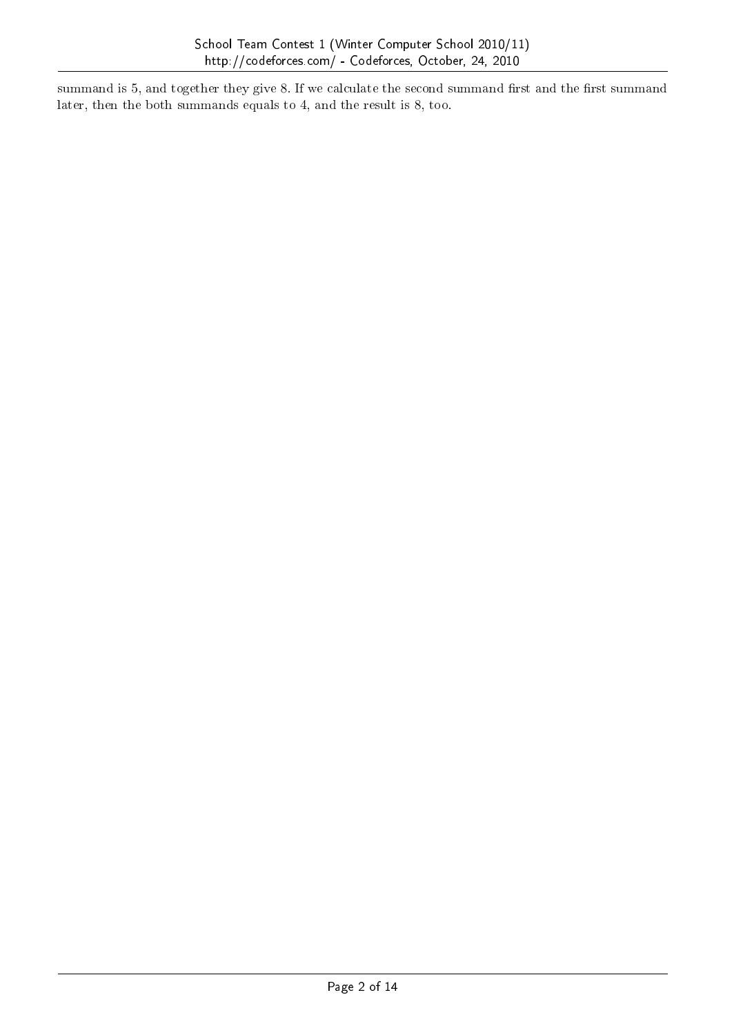summand is 5, and together they give 8. If we calculate the second summand first and the first summand later, then the both summands equals to 4, and the result is 8, too.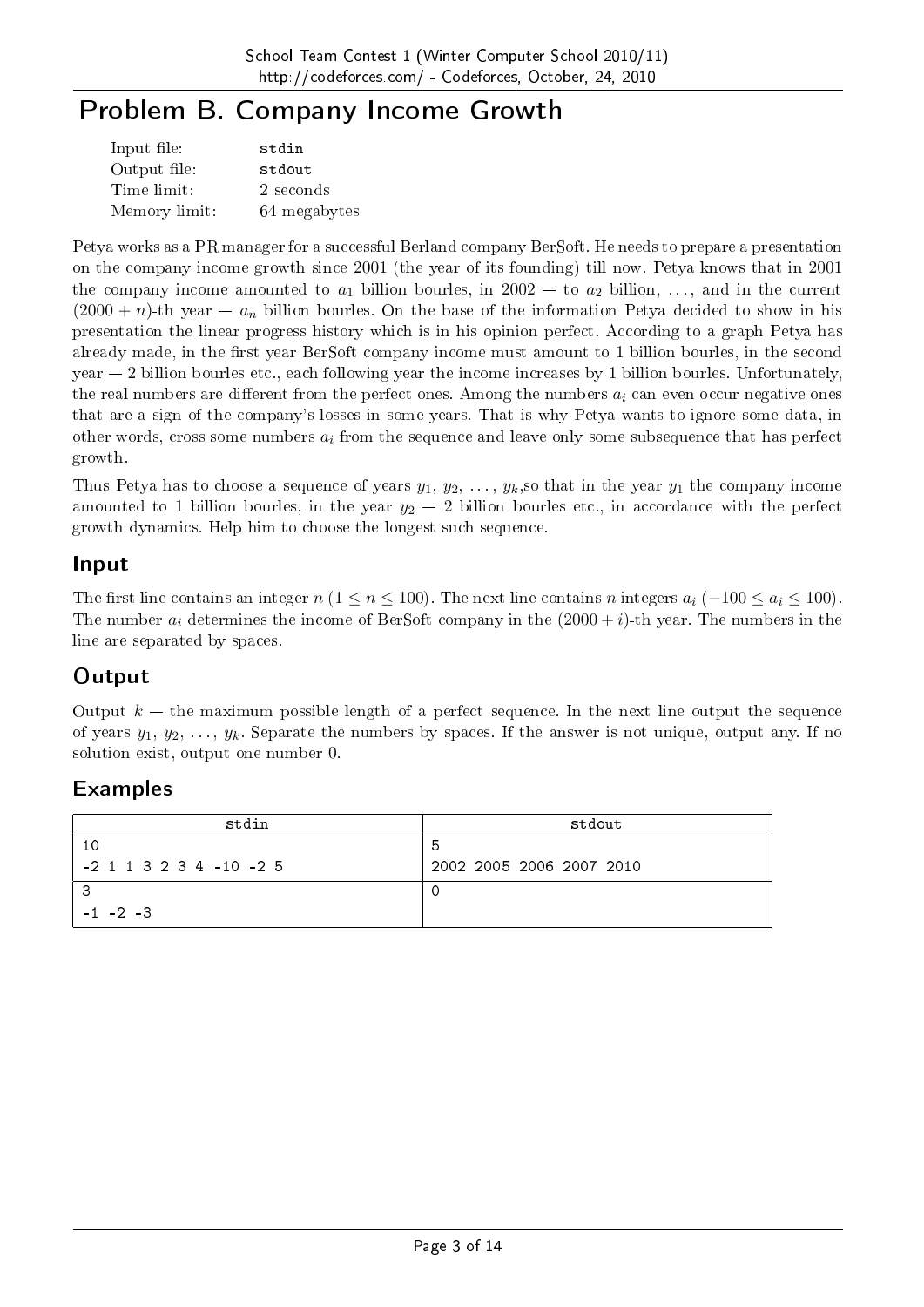# Problem B. Company Income Growth

| | |
|---|---|
| Input file: | stdin |
| Output file: | stdout |
| Time limit: | 2 seconds |
| Memory limit: | 64 megabytes |

Petya works as a PR manager for a successful Berland company BerSoft. He needs to prepare a presentation on the company income growth since 2001 (the year of its founding) till now. Petya knows that in 2001 the company income amounted to $a_1$ billion bourles, in 2002 — to $a_2$ billion, ..., and in the current $(2000 + n)$-th year — $a_n$ billion bourles. On the base of the information Petya decided to show in his presentation the linear progress history which is in his opinion perfect. According to a graph Petya has already made, in the first year BerSoft company income must amount to 1 billion bourles, in the second year — 2 billion bourles etc., each following year the income increases by 1 billion bourles. Unfortunately, the real numbers are different from the perfect ones. Among the numbers $a_i$ can even occur negative ones that are a sign of the company's losses in some years. That is why Petya wants to ignore some data, in other words, cross some numbers $a_i$ from the sequence and leave only some subsequence that has perfect growth.

Thus Petya has to choose a sequence of years $y_1, y_2, \ldots, y_k$, so that in the year $y_1$ the company income amounted to 1 billion bourles, in the year $y_2$ — 2 billion bourles etc., in accordance with the perfect growth dynamics. Help him to choose the longest such sequence.

## Input

The first line contains an integer $n$ $(1 \leq n \leq 100)$. The next line contains $n$ integers $a_i$ $(-100 \leq a_i \leq 100)$. The number $a_i$ determines the income of BerSoft company in the $(2000 + i)$-th year. The numbers in the line are separated by spaces.

## Output

Output $k$ — the maximum possible length of a perfect sequence. In the next line output the sequence of years $y_1, y_2, \ldots, y_k$. Separate the numbers by spaces. If the answer is not unique, output any. If no solution exist, output one number 0.

## Examples

| stdin | stdout |
|---|---|
| 10<br>-2 1 1 3 2 3 4 -10 -2 5 | 5<br>2002 2005 2006 2007 2010 |
| 3<br>-1 -2 -3 | 0 |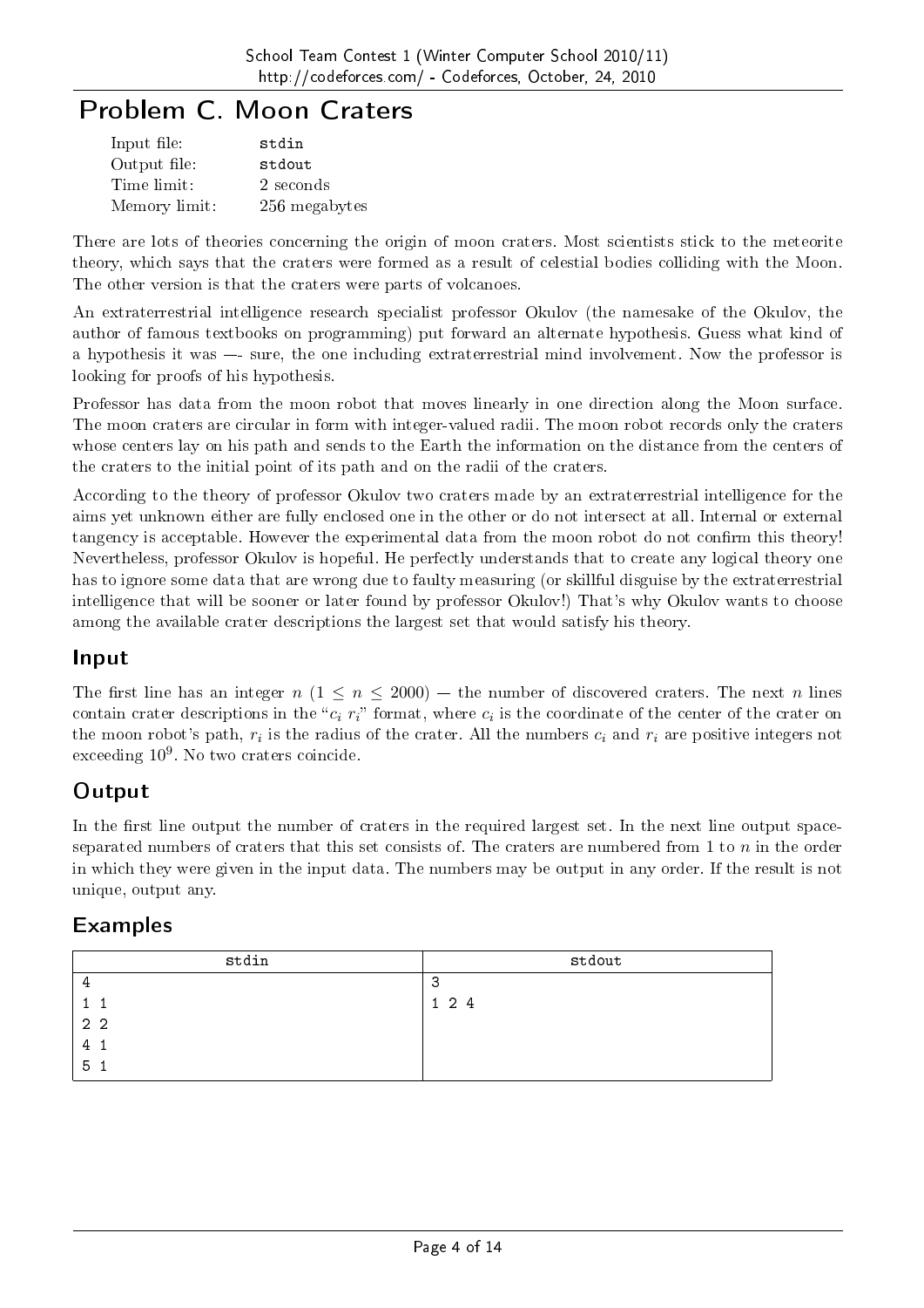# Problem C. Moon Craters

| | |
|---|---|
| Input file: | stdin |
| Output file: | stdout |
| Time limit: | 2 seconds |
| Memory limit: | 256 megabytes |

There are lots of theories concerning the origin of moon craters. Most scientists stick to the meteorite theory, which says that the craters were formed as a result of celestial bodies colliding with the Moon. The other version is that the craters were parts of volcanoes.

An extraterrestrial intelligence research specialist professor Okulov (the namesake of the Okulov, the author of famous textbooks on programming) put forward an alternate hypothesis. Guess what kind of a hypothesis it was —- sure, the one including extraterrestrial mind involvement. Now the professor is looking for proofs of his hypothesis.

Professor has data from the moon robot that moves linearly in one direction along the Moon surface. The moon craters are circular in form with integer-valued radii. The moon robot records only the craters whose centers lay on his path and sends to the Earth the information on the distance from the centers of the craters to the initial point of its path and on the radii of the craters.

According to the theory of professor Okulov two craters made by an extraterrestrial intelligence for the aims yet unknown either are fully enclosed one in the other or do not intersect at all. Internal or external tangency is acceptable. However the experimental data from the moon robot do not confirm this theory! Nevertheless, professor Okulov is hopeful. He perfectly understands that to create any logical theory one has to ignore some data that are wrong due to faulty measuring (or skillful disguise by the extraterrestrial intelligence that will be sooner or later found by professor Okulov!) That's why Okulov wants to choose among the available crater descriptions the largest set that would satisfy his theory.

## Input

The first line has an integer $n$ ($1 \le n \le 2000$) — the number of discovered craters. The next $n$ lines contain crater descriptions in the "$c_i$ $r_i$" format, where $c_i$ is the coordinate of the center of the crater on the moon robot's path, $r_i$ is the radius of the crater. All the numbers $c_i$ and $r_i$ are positive integers not exceeding $10^9$. No two craters coincide.

## Output

In the first line output the number of craters in the required largest set. In the next line output space-separated numbers of craters that this set consists of. The craters are numbered from 1 to $n$ in the order in which they were given in the input data. The numbers may be output in any order. If the result is not unique, output any.

## Examples

| stdin | stdout |
|---|---|
| 4<br>1 1<br>2 2<br>4 1<br>5 1 | 3<br>1 2 4 |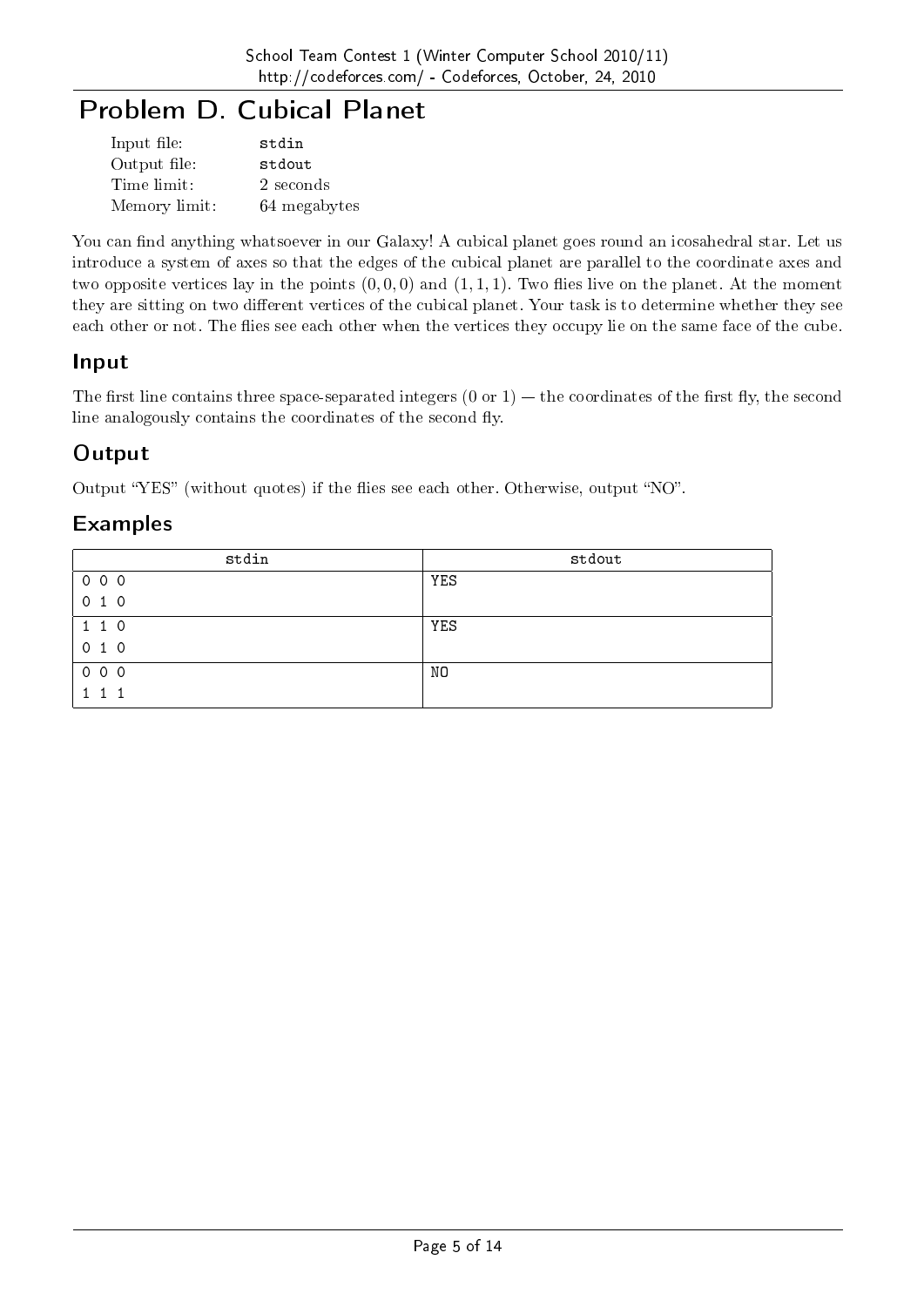# Problem D. Cubical Planet

| | |
|---|---|
| Input file: | stdin |
| Output file: | stdout |
| Time limit: | 2 seconds |
| Memory limit: | 64 megabytes |

You can find anything whatsoever in our Galaxy! A cubical planet goes round an icosahedral star. Let us introduce a system of axes so that the edges of the cubical planet are parallel to the coordinate axes and two opposite vertices lay in the points $(0, 0, 0)$ and $(1, 1, 1)$. Two flies live on the planet. At the moment they are sitting on two different vertices of the cubical planet. Your task is to determine whether they see each other or not. The flies see each other when the vertices they occupy lie on the same face of the cube.

## Input

The first line contains three space-separated integers (0 or 1) — the coordinates of the first fly, the second line analogously contains the coordinates of the second fly.

## Output

Output "YES" (without quotes) if the flies see each other. Otherwise, output "NO".

## Examples

| stdin | stdout |
|---|---|
| 0 0 0<br>0 1 0 | YES |
| 1 1 0<br>0 1 0 | YES |
| 0 0 0<br>1 1 1 | NO |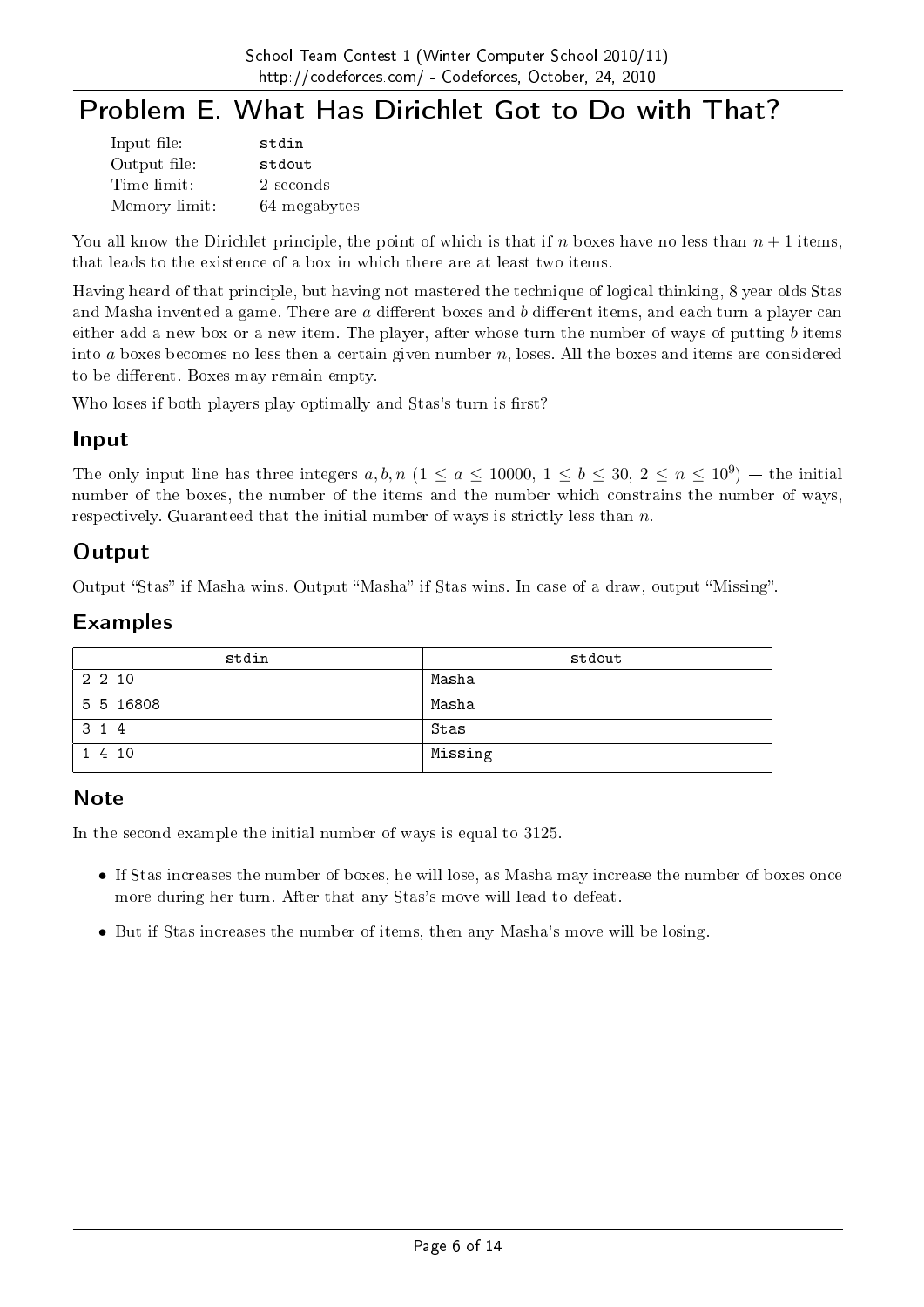# Problem E. What Has Dirichlet Got to Do with That?

| | |
|---|---|
| Input file: | stdin |
| Output file: | stdout |
| Time limit: | 2 seconds |
| Memory limit: | 64 megabytes |

You all know the Dirichlet principle, the point of which is that if $n$ boxes have no less than $n+1$ items, that leads to the existence of a box in which there are at least two items.

Having heard of that principle, but having not mastered the technique of logical thinking, 8 year olds Stas and Masha invented a game. There are $a$ different boxes and $b$ different items, and each turn a player can either add a new box or a new item. The player, after whose turn the number of ways of putting $b$ items into $a$ boxes becomes no less then a certain given number $n$, loses. All the boxes and items are considered to be different. Boxes may remain empty.

Who loses if both players play optimally and Stas's turn is first?

## Input

The only input line has three integers $a, b, n$ ($1 \le a \le 10000$, $1 \le b \le 30$, $2 \le n \le 10^9$) — the initial number of the boxes, the number of the items and the number which constrains the number of ways, respectively. Guaranteed that the initial number of ways is strictly less than $n$.

## Output

Output "Stas" if Masha wins. Output "Masha" if Stas wins. In case of a draw, output "Missing".

## Examples

| stdin | stdout |
|---|---|
| 2 2 10 | Masha |
| 5 5 16808 | Masha |
| 3 1 4 | Stas |
| 1 4 10 | Missing |

## Note

In the second example the initial number of ways is equal to 3125.

- If Stas increases the number of boxes, he will lose, as Masha may increase the number of boxes once more during her turn. After that any Stas's move will lead to defeat.
- But if Stas increases the number of items, then any Masha's move will be losing.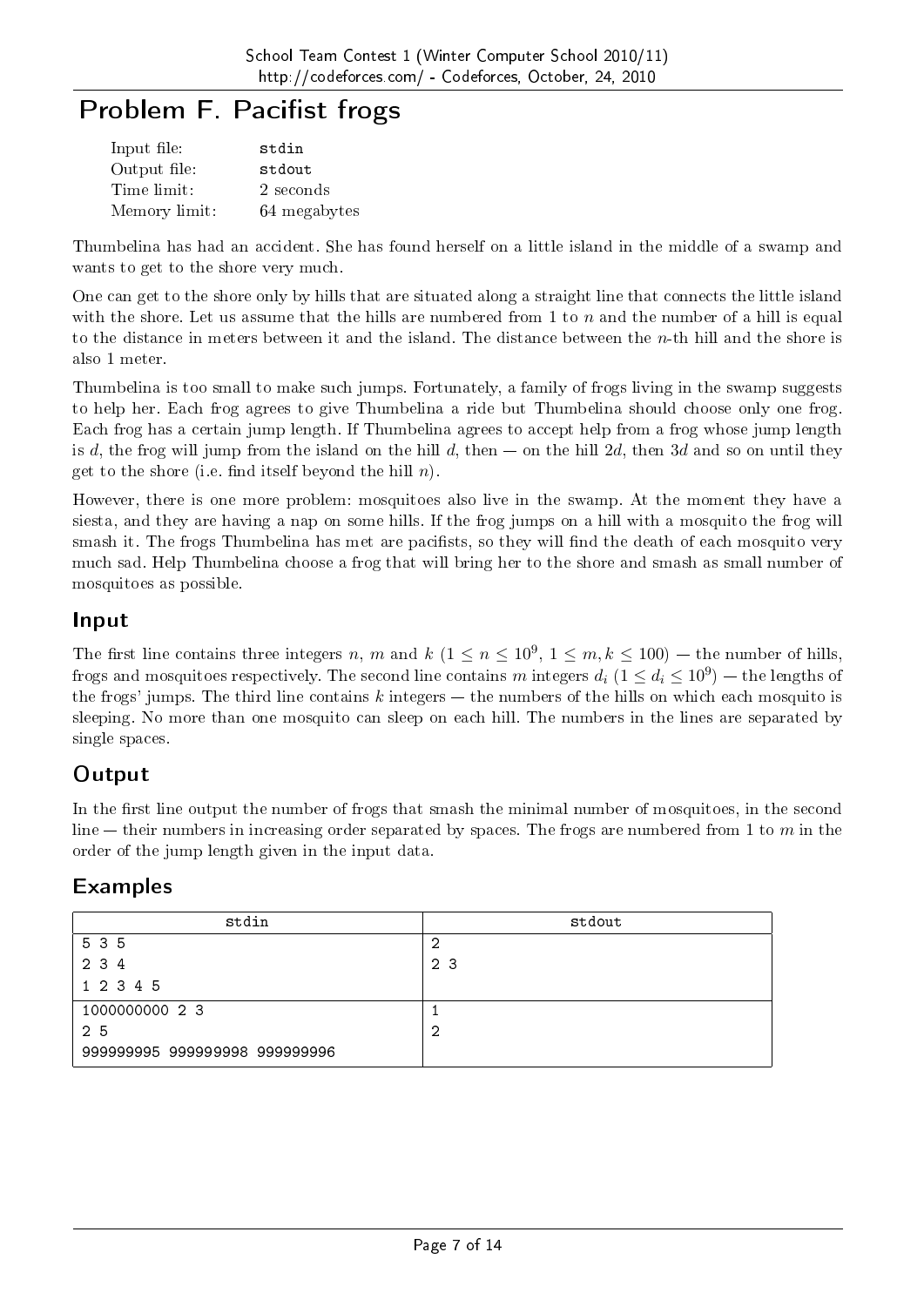# Problem F. Pacifist frogs

| | |
|---|---|
| Input file: | stdin |
| Output file: | stdout |
| Time limit: | 2 seconds |
| Memory limit: | 64 megabytes |

Thumbelina has had an accident. She has found herself on a little island in the middle of a swamp and wants to get to the shore very much.

One can get to the shore only by hills that are situated along a straight line that connects the little island with the shore. Let us assume that the hills are numbered from 1 to $n$ and the number of a hill is equal to the distance in meters between it and the island. The distance between the $n$-th hill and the shore is also 1 meter.

Thumbelina is too small to make such jumps. Fortunately, a family of frogs living in the swamp suggests to help her. Each frog agrees to give Thumbelina a ride but Thumbelina should choose only one frog. Each frog has a certain jump length. If Thumbelina agrees to accept help from a frog whose jump length is $d$, the frog will jump from the island on the hill $d$, then — on the hill $2d$, then $3d$ and so on until they get to the shore (i.e. find itself beyond the hill $n$).

However, there is one more problem: mosquitoes also live in the swamp. At the moment they have a siesta, and they are having a nap on some hills. If the frog jumps on a hill with a mosquito the frog will smash it. The frogs Thumbelina has met are pacifists, so they will find the death of each mosquito very much sad. Help Thumbelina choose a frog that will bring her to the shore and smash as small number of mosquitoes as possible.

## Input

The first line contains three integers $n$, $m$ and $k$ ($1 \le n \le 10^9$, $1 \le m, k \le 100$) — the number of hills, frogs and mosquitoes respectively. The second line contains $m$ integers $d_i$ ($1 \le d_i \le 10^9$) — the lengths of the frogs' jumps. The third line contains $k$ integers — the numbers of the hills on which each mosquito is sleeping. No more than one mosquito can sleep on each hill. The numbers in the lines are separated by single spaces.

## Output

In the first line output the number of frogs that smash the minimal number of mosquitoes, in the second line — their numbers in increasing order separated by spaces. The frogs are numbered from 1 to $m$ in the order of the jump length given in the input data.

## Examples

| stdin | stdout |
|---|---|
| 5 3 5<br>2 3 4<br>1 2 3 4 5 | 2<br>2 3 |
| 1000000000 2 3<br>2 5<br>999999995 999999998 999999996 | 1<br>2 |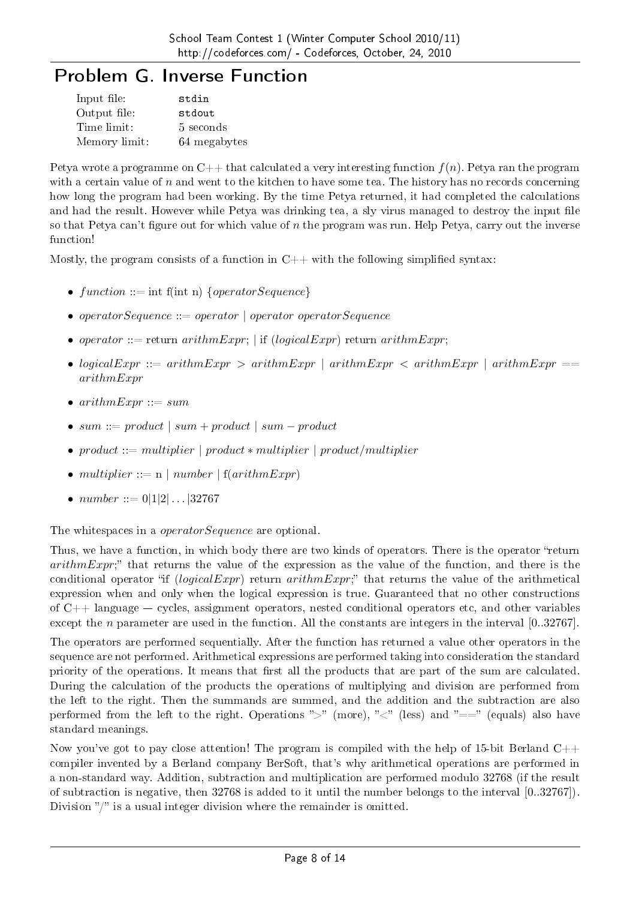# Problem G. Inverse Function

| | |
|---|---|
| Input file: | stdin |
| Output file: | stdout |
| Time limit: | 5 seconds |
| Memory limit: | 64 megabytes |

Petya wrote a programme on C++ that calculated a very interesting function $f(n)$. Petya ran the program with a certain value of $n$ and went to the kitchen to have some tea. The history has no records concerning how long the program had been working. By the time Petya returned, it had completed the calculations and had the result. However while Petya was drinking tea, a sly virus managed to destroy the input file so that Petya can't figure out for which value of $n$ the program was run. Help Petya, carry out the inverse function!

Mostly, the program consists of a function in C++ with the following simplified syntax:

- *function* ::= int f(int n) {*operatorSequence*}
- *operatorSequence* ::= *operator* | *operator operatorSequence*
- *operator* ::= return *arithmExpr*; | if (*logicalExpr*) return *arithmExpr*;
- *logicalExpr* ::= *arithmExpr* > *arithmExpr* | *arithmExpr* < *arithmExpr* | *arithmExpr* == *arithmExpr*
- *arithmExpr* ::= *sum*
- *sum* ::= *product* | *sum* + *product* | *sum* − *product*
- *product* ::= *multiplier* | *product* * *multiplier* | *product*/*multiplier*
- *multiplier* ::= n | *number* | f(*arithmExpr*)
- *number* ::= 0|1|2|...|32767

The whitespaces in a *operatorSequence* are optional.

Thus, we have a function, in which body there are two kinds of operators. There is the operator "return *arithmExpr*;" that returns the value of the expression as the value of the function, and there is the conditional operator "if (*logicalExpr*) return *arithmExpr*;" that returns the value of the arithmetical expression when and only when the logical expression is true. Guaranteed that no other constructions of C++ language — cycles, assignment operators, nested conditional operators etc, and other variables except the $n$ parameter are used in the function. All the constants are integers in the interval [0..32767].

The operators are performed sequentially. After the function has returned a value other operators in the sequence are not performed. Arithmetical expressions are performed taking into consideration the standard priority of the operations. It means that first all the products that are part of the sum are calculated. During the calculation of the products the operations of multiplying and division are performed from the left to the right. Then the summands are summed, and the addition and the subtraction are also performed from the left to the right. Operations ">" (more), "<" (less) and "==" (equals) also have standard meanings.

Now you've got to pay close attention! The program is compiled with the help of 15-bit Berland C++ compiler invented by a Berland company BerSoft, that's why arithmetical operations are performed in a non-standard way. Addition, subtraction and multiplication are performed modulo 32768 (if the result of subtraction is negative, then 32768 is added to it until the number belongs to the interval [0..32767]). Division "/" is a usual integer division where the remainder is omitted.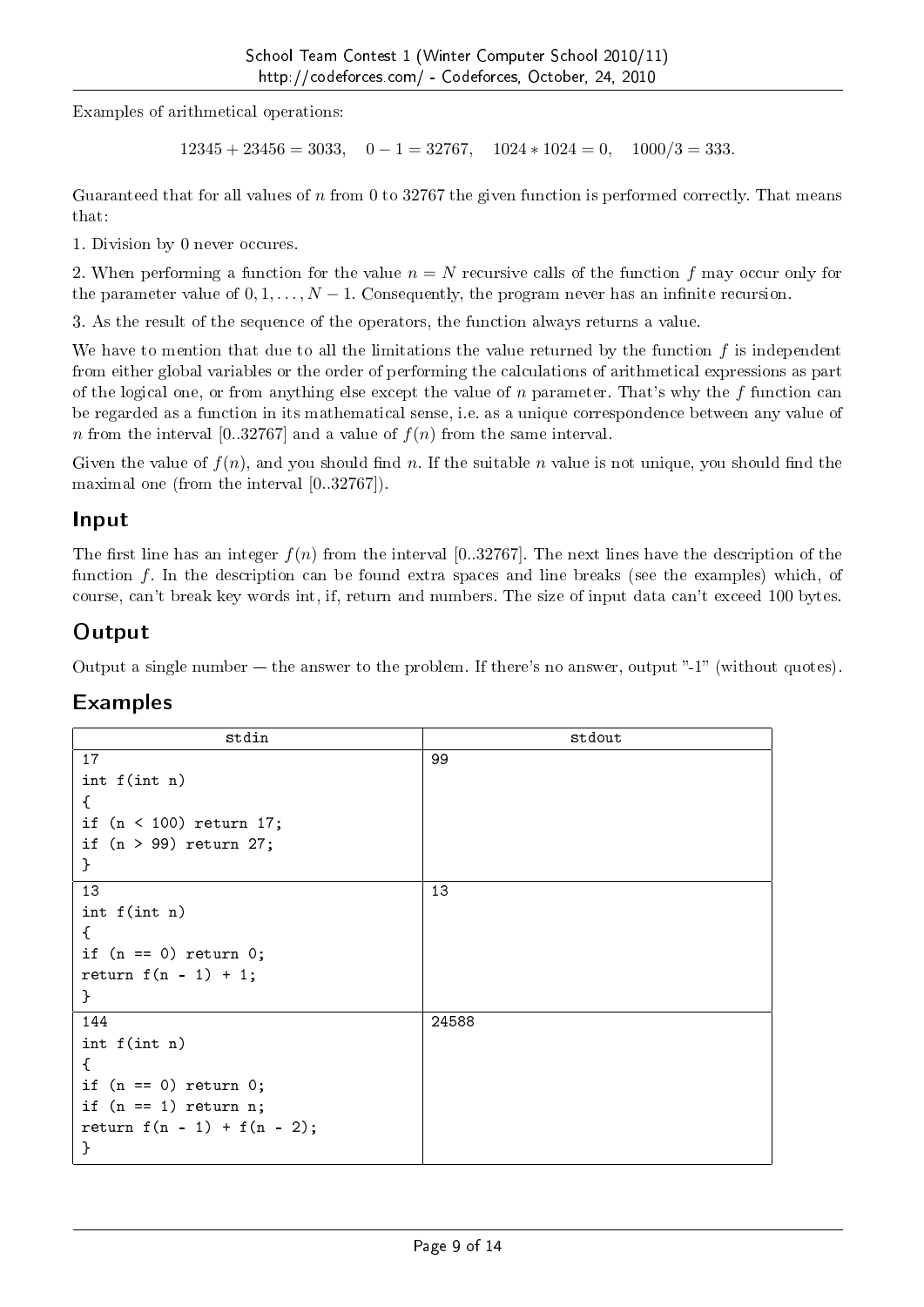Examples of arithmetical operations:

$$12345 + 23456 = 3033, \quad 0 - 1 = 32767, \quad 1024 * 1024 = 0, \quad 1000/3 = 333.$$

Guaranteed that for all values of $n$ from 0 to 32767 the given function is performed correctly. That means that:

1. Division by 0 never occures.

2. When performing a function for the value $n = N$ recursive calls of the function $f$ may occur only for the parameter value of $0, 1, \ldots, N - 1$. Consequently, the program never has an infinite recursion.

3. As the result of the sequence of the operators, the function always returns a value.

We have to mention that due to all the limitations the value returned by the function $f$ is independent from either global variables or the order of performing the calculations of arithmetical expressions as part of the logical one, or from anything else except the value of $n$ parameter. That's why the $f$ function can be regarded as a function in its mathematical sense, i.e. as a unique correspondence between any value of $n$ from the interval $[0..32767]$ and a value of $f(n)$ from the same interval.

Given the value of $f(n)$, and you should find $n$. If the suitable $n$ value is not unique, you should find the maximal one (from the interval $[0..32767]$).

## Input

The first line has an integer $f(n)$ from the interval $[0..32767]$. The next lines have the description of the function $f$. In the description can be found extra spaces and line breaks (see the examples) which, of course, can't break key words int, if, return and numbers. The size of input data can't exceed 100 bytes.

## Output

Output a single number — the answer to the problem. If there's no answer, output "-1" (without quotes).

## Examples

| stdin | stdout |
|---|---|
| 17<br>int f(int n)<br>{<br>if (n < 100) return 17;<br>if (n > 99) return 27;<br>} | 99 |
| 13<br>int f(int n)<br>{<br>if (n == 0) return 0;<br>return f(n - 1) + 1;<br>} | 13 |
| 144<br>int f(int n)<br>{<br>if (n == 0) return 0;<br>if (n == 1) return n;<br>return f(n - 1) + f(n - 2);<br>} | 24588 |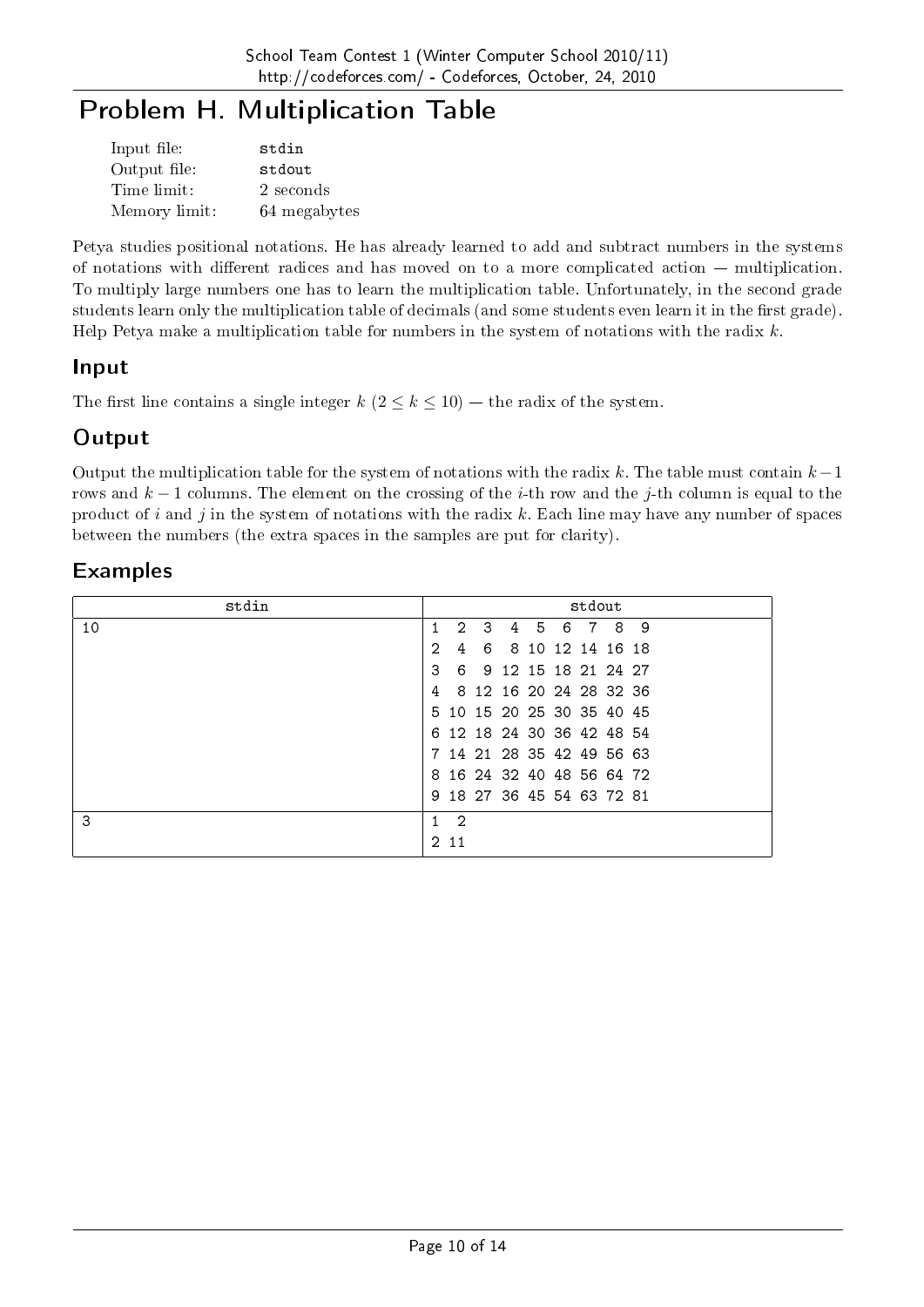# Problem H. Multiplication Table

| | |
|---|---|
| Input file: | stdin |
| Output file: | stdout |
| Time limit: | 2 seconds |
| Memory limit: | 64 megabytes |

Petya studies positional notations. He has already learned to add and subtract numbers in the systems of notations with different radices and has moved on to a more complicated action — multiplication. To multiply large numbers one has to learn the multiplication table. Unfortunately, in the second grade students learn only the multiplication table of decimals (and some students even learn it in the first grade). Help Petya make a multiplication table for numbers in the system of notations with the radix $k$.

## Input

The first line contains a single integer $k$ ($2 \le k \le 10$) — the radix of the system.

## Output

Output the multiplication table for the system of notations with the radix $k$. The table must contain $k-1$ rows and $k-1$ columns. The element on the crossing of the $i$-th row and the $j$-th column is equal to the product of $i$ and $j$ in the system of notations with the radix $k$. Each line may have any number of spaces between the numbers (the extra spaces in the samples are put for clarity).

## Examples

| stdin | stdout |
|---|---|
| 10 | 1 2 3 4 5 6 7 8 9<br>2 4 6 8 10 12 14 16 18<br>3 6 9 12 15 18 21 24 27<br>4 8 12 16 20 24 28 32 36<br>5 10 15 20 25 30 35 40 45<br>6 12 18 24 30 36 42 48 54<br>7 14 21 28 35 42 49 56 63<br>8 16 24 32 40 48 56 64 72<br>9 18 27 36 45 54 63 72 81 |
| 3 | 1 2<br>2 11 |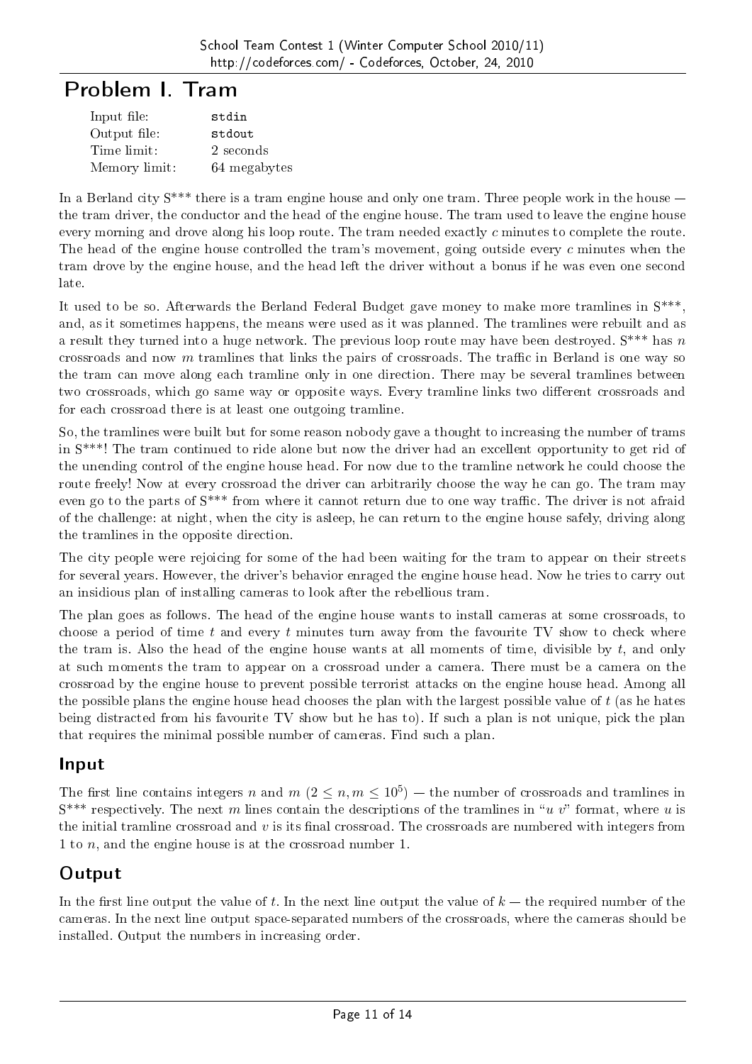# Problem I. Tram

| | |
|---|---|
| Input file: | stdin |
| Output file: | stdout |
| Time limit: | 2 seconds |
| Memory limit: | 64 megabytes |

In a Berland city S*** there is a tram engine house and only one tram. Three people work in the house — the tram driver, the conductor and the head of the engine house. The tram used to leave the engine house every morning and drove along his loop route. The tram needed exactly $c$ minutes to complete the route. The head of the engine house controlled the tram's movement, going outside every $c$ minutes when the tram drove by the engine house, and the head left the driver without a bonus if he was even one second late.

It used to be so. Afterwards the Berland Federal Budget gave money to make more tramlines in S***, and, as it sometimes happens, the means were used as it was planned. The tramlines were rebuilt and as a result they turned into a huge network. The previous loop route may have been destroyed. S*** has $n$ crossroads and now $m$ tramlines that links the pairs of crossroads. The traffic in Berland is one way so the tram can move along each tramline only in one direction. There may be several tramlines between two crossroads, which go same way or opposite ways. Every tramline links two different crossroads and for each crossroad there is at least one outgoing tramline.

So, the tramlines were built but for some reason nobody gave a thought to increasing the number of trams in S***! The tram continued to ride alone but now the driver had an excellent opportunity to get rid of the unending control of the engine house head. For now due to the tramline network he could choose the route freely! Now at every crossroad the driver can arbitrarily choose the way he can go. The tram may even go to the parts of S*** from where it cannot return due to one way traffic. The driver is not afraid of the challenge: at night, when the city is asleep, he can return to the engine house safely, driving along the tramlines in the opposite direction.

The city people were rejoicing for some of the had been waiting for the tram to appear on their streets for several years. However, the driver's behavior enraged the engine house head. Now he tries to carry out an insidious plan of installing cameras to look after the rebellious tram.

The plan goes as follows. The head of the engine house wants to install cameras at some crossroads, to choose a period of time $t$ and every $t$ minutes turn away from the favourite TV show to check where the tram is. Also the head of the engine house wants at all moments of time, divisible by $t$, and only at such moments the tram to appear on a crossroad under a camera. There must be a camera on the crossroad by the engine house to prevent possible terrorist attacks on the engine house head. Among all the possible plans the engine house head chooses the plan with the largest possible value of $t$ (as he hates being distracted from his favourite TV show but he has to). If such a plan is not unique, pick the plan that requires the minimal possible number of cameras. Find such a plan.

## Input

The first line contains integers $n$ and $m$ ($2 \le n, m \le 10^5$) — the number of crossroads and tramlines in S*** respectively. The next $m$ lines contain the descriptions of the tramlines in "$u$ $v$" format, where $u$ is the initial tramline crossroad and $v$ is its final crossroad. The crossroads are numbered with integers from 1 to $n$, and the engine house is at the crossroad number 1.

## Output

In the first line output the value of $t$. In the next line output the value of $k$ — the required number of the cameras. In the next line output space-separated numbers of the crossroads, where the cameras should be installed. Output the numbers in increasing order.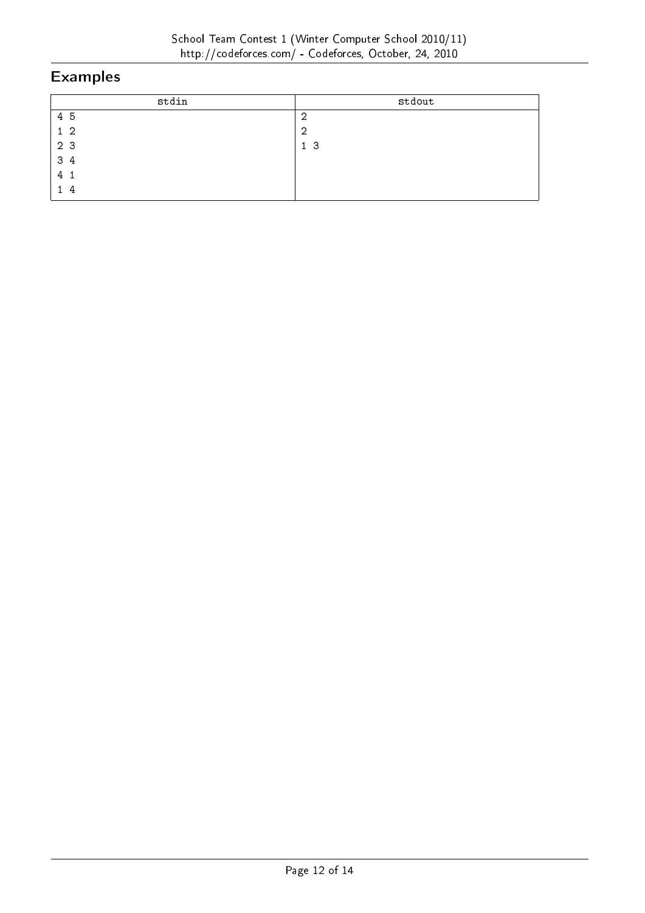## Examples

| stdin | stdout |
|---|---|
| 4 5<br>1 2<br>2 3<br>3 4<br>4 1<br>1 4 | 2<br>2<br>1 3 |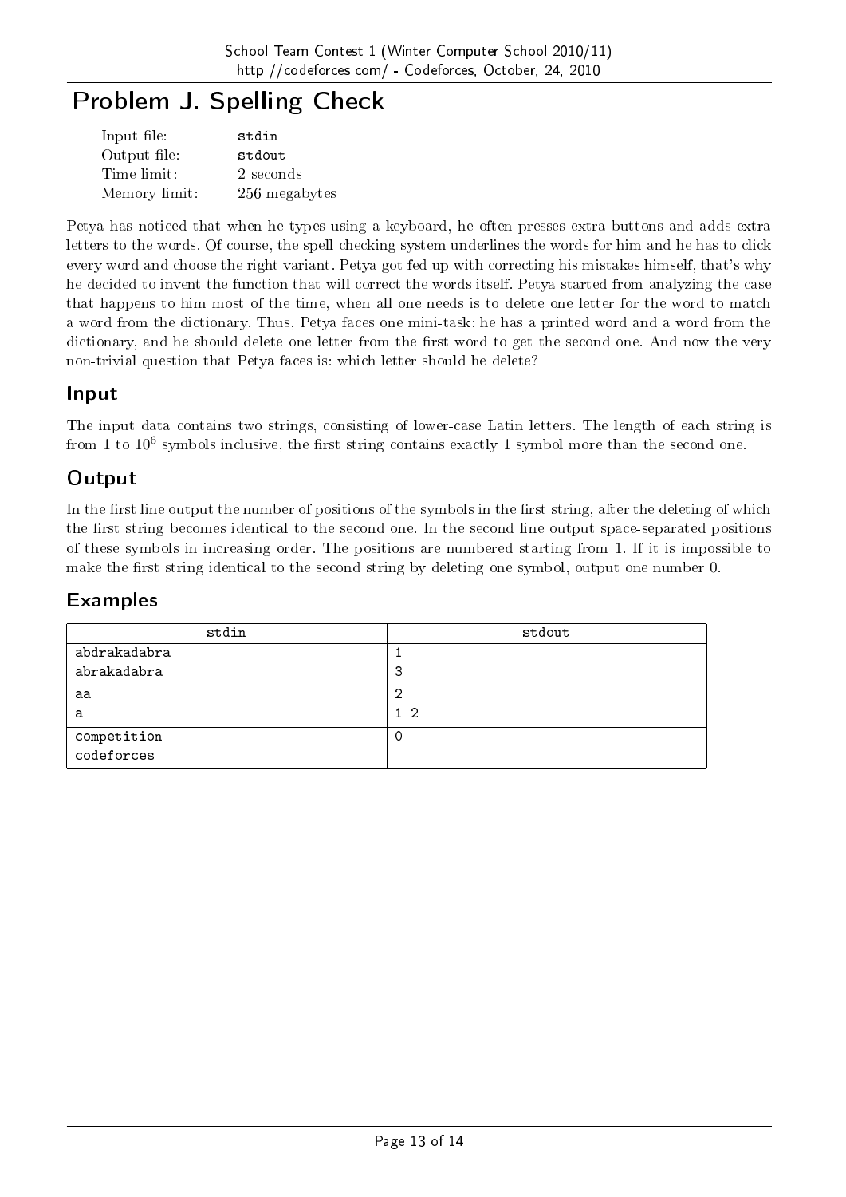# Problem J. Spelling Check

| | |
|---|---|
| Input file: | stdin |
| Output file: | stdout |
| Time limit: | 2 seconds |
| Memory limit: | 256 megabytes |

Petya has noticed that when he types using a keyboard, he often presses extra buttons and adds extra letters to the words. Of course, the spell-checking system underlines the words for him and he has to click every word and choose the right variant. Petya got fed up with correcting his mistakes himself, that's why he decided to invent the function that will correct the words itself. Petya started from analyzing the case that happens to him most of the time, when all one needs is to delete one letter for the word to match a word from the dictionary. Thus, Petya faces one mini-task: he has a printed word and a word from the dictionary, and he should delete one letter from the first word to get the second one. And now the very non-trivial question that Petya faces is: which letter should he delete?

## Input

The input data contains two strings, consisting of lower-case Latin letters. The length of each string is from 1 to $10^6$ symbols inclusive, the first string contains exactly 1 symbol more than the second one.

## Output

In the first line output the number of positions of the symbols in the first string, after the deleting of which the first string becomes identical to the second one. In the second line output space-separated positions of these symbols in increasing order. The positions are numbered starting from 1. If it is impossible to make the first string identical to the second string by deleting one symbol, output one number 0.

## Examples

| stdin | stdout |
|---|---|
| abdrakadabra<br>abrakadabra | 1<br>3 |
| aa<br>a | 2<br>1 2 |
| competition<br>codeforces | 0 |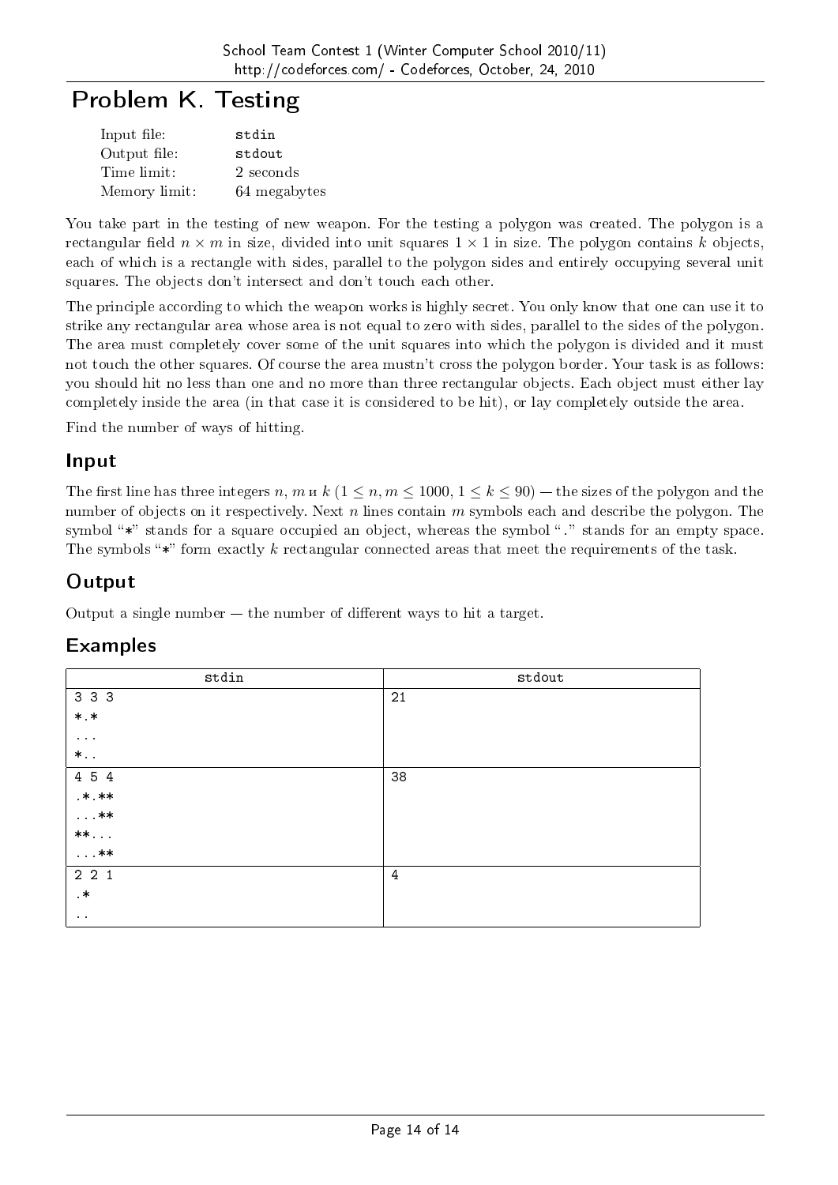# Problem K. Testing

| | |
|---|---|
| Input file: | stdin |
| Output file: | stdout |
| Time limit: | 2 seconds |
| Memory limit: | 64 megabytes |

You take part in the testing of new weapon. For the testing a polygon was created. The polygon is a rectangular field $n \times m$ in size, divided into unit squares $1 \times 1$ in size. The polygon contains $k$ objects, each of which is a rectangle with sides, parallel to the polygon sides and entirely occupying several unit squares. The objects don't intersect and don't touch each other.

The principle according to which the weapon works is highly secret. You only know that one can use it to strike any rectangular area whose area is not equal to zero with sides, parallel to the sides of the polygon. The area must completely cover some of the unit squares into which the polygon is divided and it must not touch the other squares. Of course the area mustn't cross the polygon border. Your task is as follows: you should hit no less than one and no more than three rectangular objects. Each object must either lay completely inside the area (in that case it is considered to be hit), or lay completely outside the area.

Find the number of ways of hitting.

## Input

The first line has three integers $n$, $m$ и $k$ ($1 \le n, m \le 1000$, $1 \le k \le 90$) — the sizes of the polygon and the number of objects on it respectively. Next $n$ lines contain $m$ symbols each and describe the polygon. The symbol "*" stands for a square occupied an object, whereas the symbol "." stands for an empty space. The symbols "*" form exactly $k$ rectangular connected areas that meet the requirements of the task.

## Output

Output a single number — the number of different ways to hit a target.

## Examples

| stdin | stdout |
|---|---|
| 3 3 3<br>*.*<br>...<br>*.. | 21 |
| 4 5 4<br>.*.**<br>...**<br>**...<br>...** | 38 |
| 2 2 1<br>.*<br>.. | 4 |